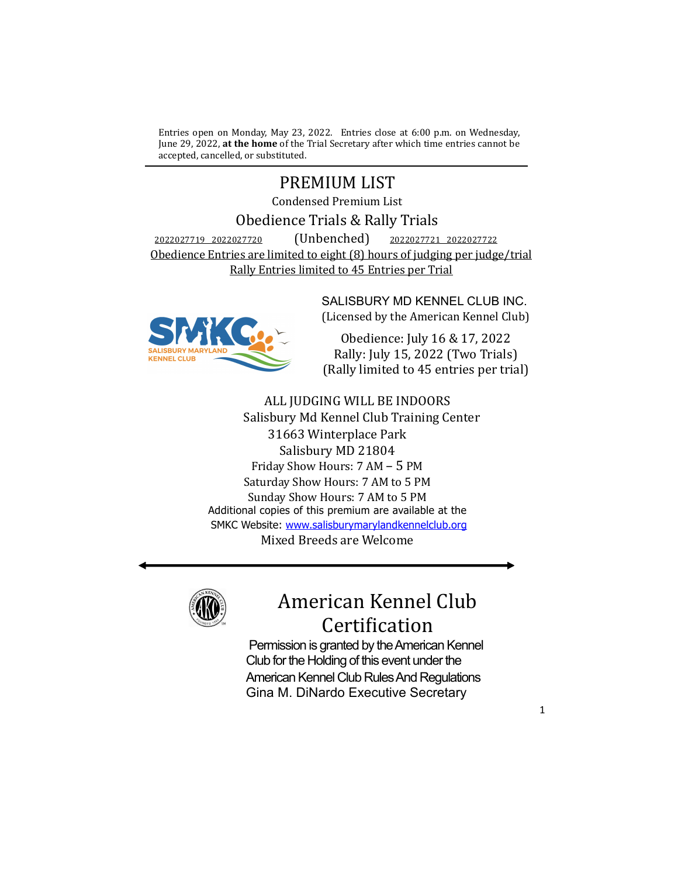Entries open on Monday, May 23, 2022. Entries close at 6:00 p.m. on Wednesday, June 29, 2022, **at the home** of the Trial Secretary after which time entries cannot be accepted, cancelled, or substituted.

---

# PREMIUM LIST

Condensed Premium List

## Obedience Trials & Rally Trials

2022027719 2022027720 (Unbenched) 2022027721 2022027722

Obedience Entries are limited to eight (8) hours of judging per judge/trial

Rally Entries limited to 45 Entries per Trial

SALISBURY MD KENNEL CLUB INC.
(Licensed by the American Kennel Club)

Obedience: July 16 & 17, 2022
Rally: July 15, 2022 (Two Trials)
(Rally limited to 45 entries per trial)

ALL JUDGING WILL BE INDOORS
Salisbury Md Kennel Club Training Center
31663 Winterplace Park
Salisbury MD 21804
Friday Show Hours: 7 AM – 5 PM
Saturday Show Hours: 7 AM to 5 PM
Sunday Show Hours: 7 AM to 5 PM
Additional copies of this premium are available at the SMKC Website: www.salisburymarylandkennelclub.org
Mixed Breeds are Welcome

---

## American Kennel Club Certification

Permission is granted by the American Kennel Club for the Holding of this event under the American Kennel Club Rules And Regulations
Gina M. DiNardo Executive Secretary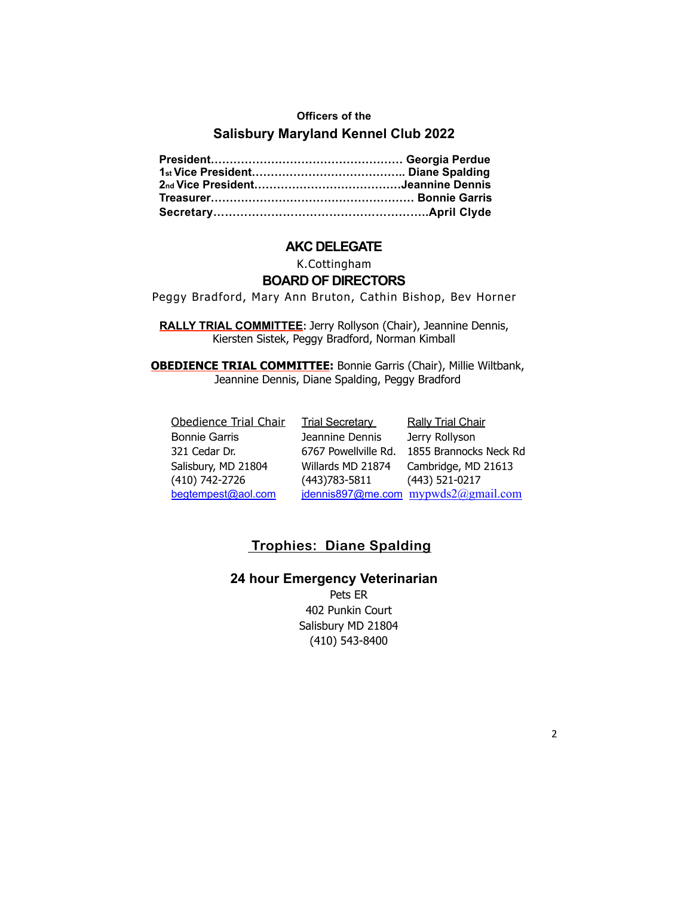**Officers of the**

## Salisbury Maryland Kennel Club 2022

**President…………………………………………… Georgia Perdue**
**1st Vice President………………………………….. Diane Spalding**
**2nd Vice President…………………………………Jeannine Dennis**
**Treasurer……………………………………………… Bonnie Garris**
**Secretary………………………………………………..April Clyde**

### AKC DELEGATE

K.Cottingham

### BOARD OF DIRECTORS

Peggy Bradford, Mary Ann Bruton, Cathin Bishop, Bev Horner

**RALLY TRIAL COMMITTEE**: Jerry Rollyson (Chair), Jeannine Dennis, Kiersten Sistek, Peggy Bradford, Norman Kimball

**OBEDIENCE TRIAL COMMITTEE:** Bonnie Garris (Chair), Millie Wiltbank, Jeannine Dennis, Diane Spalding, Peggy Bradford

| Obedience Trial Chair | Trial Secretary | Rally Trial Chair |
|---|---|---|
| Bonnie Garris | Jeannine Dennis | Jerry Rollyson |
| 321 Cedar Dr. | 6767 Powellville Rd. | 1855 Brannocks Neck Rd |
| Salisbury, MD 21804 | Willards MD 21874 | Cambridge, MD 21613 |
| (410) 742-2726 | (443)783-5811 | (443) 521-0217 |
| begtempest@aol.com | jdennis897@me.com | mypwds2@gmail.com |

### Trophies: Diane Spalding

### 24 hour Emergency Veterinarian

Pets ER
402 Punkin Court
Salisbury MD 21804
(410) 543-8400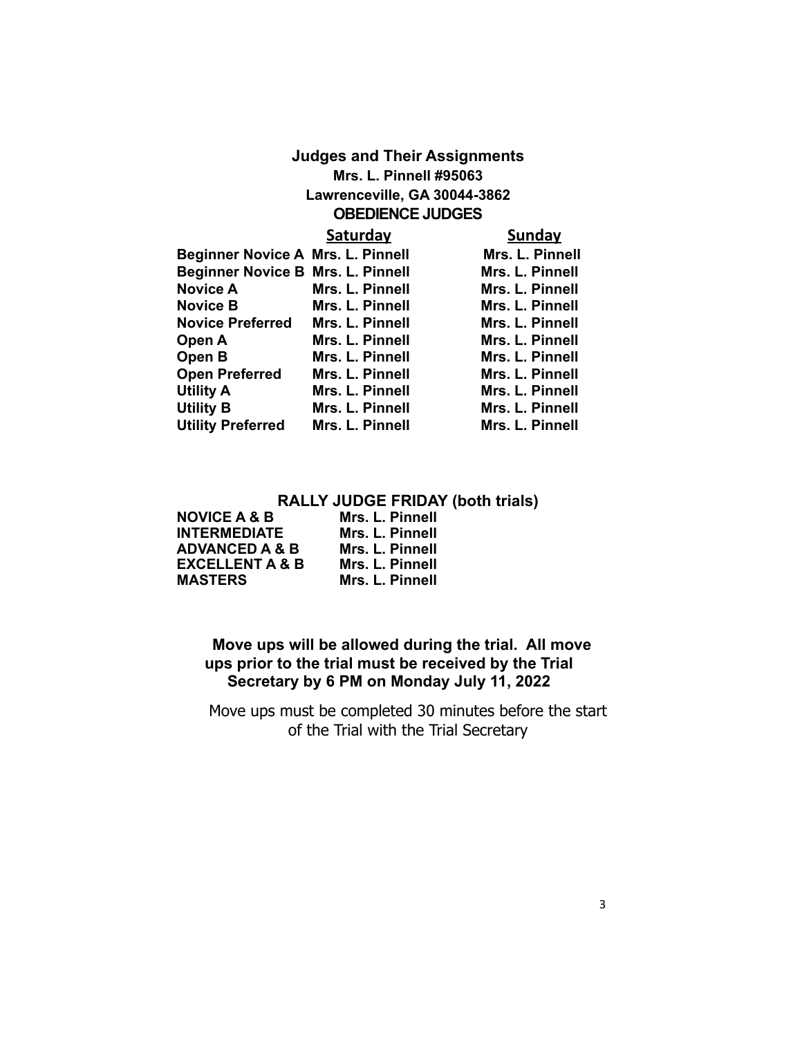## Judges and Their Assignments

**Mrs. L. Pinnell #95063**
**Lawrenceville, GA 30044-3862**

### OBEDIENCE JUDGES

| | Saturday | Sunday |
|---|---|---|
| **Beginner Novice A** | **Mrs. L. Pinnell** | **Mrs. L. Pinnell** |
| **Beginner Novice B** | **Mrs. L. Pinnell** | **Mrs. L. Pinnell** |
| **Novice A** | **Mrs. L. Pinnell** | **Mrs. L. Pinnell** |
| **Novice B** | **Mrs. L. Pinnell** | **Mrs. L. Pinnell** |
| **Novice Preferred** | **Mrs. L. Pinnell** | **Mrs. L. Pinnell** |
| **Open A** | **Mrs. L. Pinnell** | **Mrs. L. Pinnell** |
| **Open B** | **Mrs. L. Pinnell** | **Mrs. L. Pinnell** |
| **Open Preferred** | **Mrs. L. Pinnell** | **Mrs. L. Pinnell** |
| **Utility A** | **Mrs. L. Pinnell** | **Mrs. L. Pinnell** |
| **Utility B** | **Mrs. L. Pinnell** | **Mrs. L. Pinnell** |
| **Utility Preferred** | **Mrs. L. Pinnell** | **Mrs. L. Pinnell** |

### RALLY JUDGE FRIDAY (both trials)

| | |
|---|---|
| **NOVICE A & B** | **Mrs. L. Pinnell** |
| **INTERMEDIATE** | **Mrs. L. Pinnell** |
| **ADVANCED A & B** | **Mrs. L. Pinnell** |
| **EXCELLENT A & B** | **Mrs. L. Pinnell** |
| **MASTERS** | **Mrs. L. Pinnell** |

**Move ups will be allowed during the trial. All move ups prior to the trial must be received by the Trial Secretary by 6 PM on Monday July 11, 2022**

Move ups must be completed 30 minutes before the start of the Trial with the Trial Secretary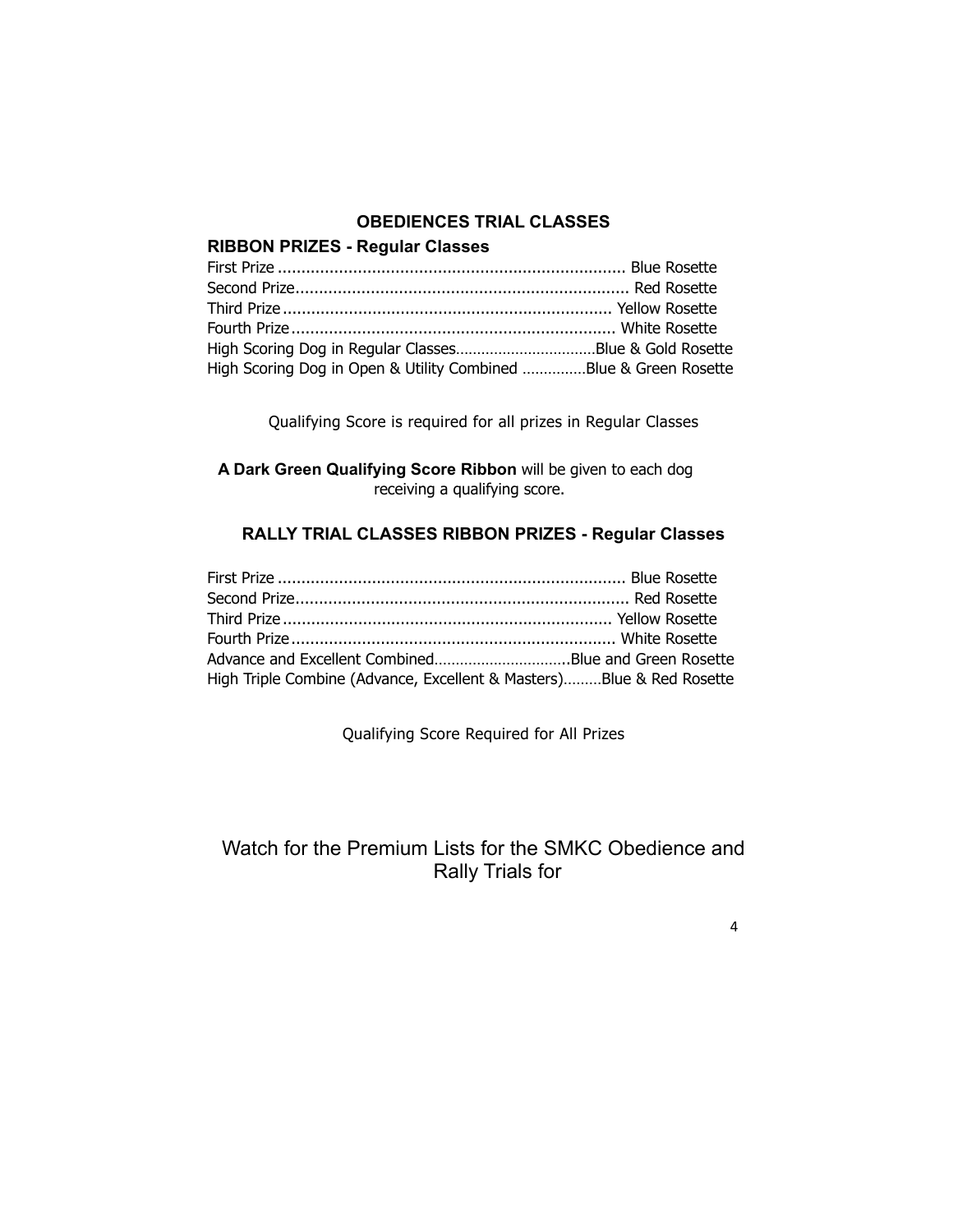## OBEDIENCES TRIAL CLASSES

### RIBBON PRIZES - Regular Classes

First Prize ......................................................................... Blue Rosette
Second Prize...................................................................... Red Rosette
Third Prize ..................................................................... Yellow Rosette
Fourth Prize.................................................................... White Rosette
High Scoring Dog in Regular Classes................................Blue & Gold Rosette
High Scoring Dog in Open & Utility Combined ..............Blue & Green Rosette

Qualifying Score is required for all prizes in Regular Classes

**A Dark Green Qualifying Score Ribbon** will be given to each dog receiving a qualifying score.

### RALLY TRIAL CLASSES RIBBON PRIZES - Regular Classes

First Prize ......................................................................... Blue Rosette
Second Prize...................................................................... Red Rosette
Third Prize ..................................................................... Yellow Rosette
Fourth Prize.................................................................... White Rosette
Advance and Excellent Combined...............................Blue and Green Rosette
High Triple Combine (Advance, Excellent & Masters).........Blue & Red Rosette

Qualifying Score Required for All Prizes

Watch for the Premium Lists for the SMKC Obedience and Rally Trials for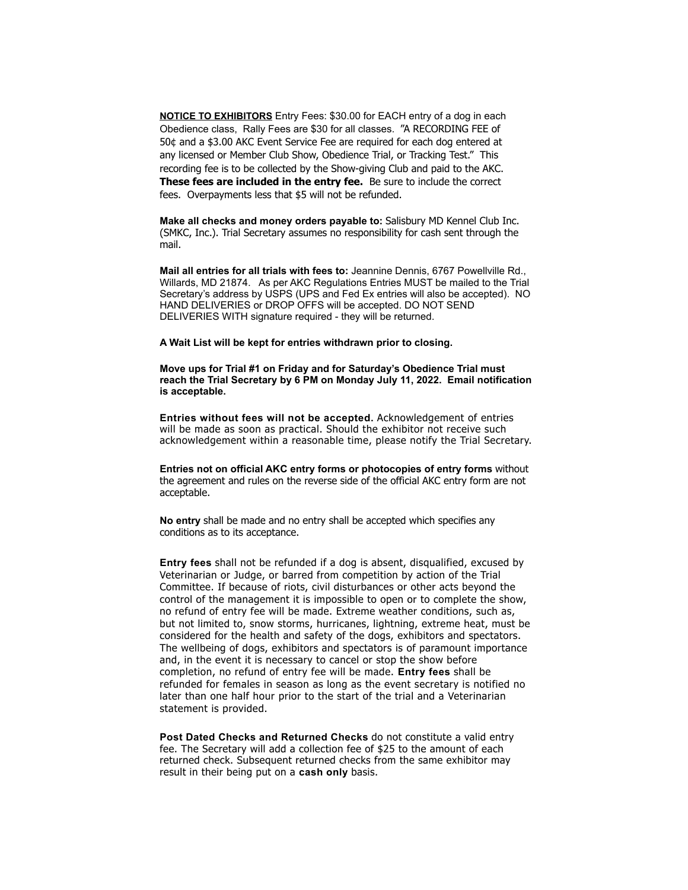**NOTICE TO EXHIBITORS** Entry Fees: $30.00 for EACH entry of a dog in each Obedience class, Rally Fees are $30 for all classes. "A RECORDING FEE of 50¢ and a $3.00 AKC Event Service Fee are required for each dog entered at any licensed or Member Club Show, Obedience Trial, or Tracking Test." This recording fee is to be collected by the Show-giving Club and paid to the AKC. **These fees are included in the entry fee.** Be sure to include the correct fees. Overpayments less that $5 will not be refunded.

**Make all checks and money orders payable to:** Salisbury MD Kennel Club Inc. (SMKC, Inc.). Trial Secretary assumes no responsibility for cash sent through the mail.

**Mail all entries for all trials with fees to:** Jeannine Dennis, 6767 Powellville Rd., Willards, MD 21874. As per AKC Regulations Entries MUST be mailed to the Trial Secretary's address by USPS (UPS and Fed Ex entries will also be accepted). NO HAND DELIVERIES or DROP OFFS will be accepted. DO NOT SEND DELIVERIES WITH signature required - they will be returned.

**A Wait List will be kept for entries withdrawn prior to closing.**

**Move ups for Trial #1 on Friday and for Saturday's Obedience Trial must reach the Trial Secretary by 6 PM on Monday July 11, 2022. Email notification is acceptable.**

**Entries without fees will not be accepted.** Acknowledgement of entries will be made as soon as practical. Should the exhibitor not receive such acknowledgement within a reasonable time, please notify the Trial Secretary.

**Entries not on official AKC entry forms or photocopies of entry forms** without the agreement and rules on the reverse side of the official AKC entry form are not acceptable.

**No entry** shall be made and no entry shall be accepted which specifies any conditions as to its acceptance.

**Entry fees** shall not be refunded if a dog is absent, disqualified, excused by Veterinarian or Judge, or barred from competition by action of the Trial Committee. If because of riots, civil disturbances or other acts beyond the control of the management it is impossible to open or to complete the show, no refund of entry fee will be made. Extreme weather conditions, such as, but not limited to, snow storms, hurricanes, lightning, extreme heat, must be considered for the health and safety of the dogs, exhibitors and spectators. The wellbeing of dogs, exhibitors and spectators is of paramount importance and, in the event it is necessary to cancel or stop the show before completion, no refund of entry fee will be made. **Entry fees** shall be refunded for females in season as long as the event secretary is notified no later than one half hour prior to the start of the trial and a Veterinarian statement is provided.

**Post Dated Checks and Returned Checks** do not constitute a valid entry fee. The Secretary will add a collection fee of $25 to the amount of each returned check. Subsequent returned checks from the same exhibitor may result in their being put on a **cash only** basis.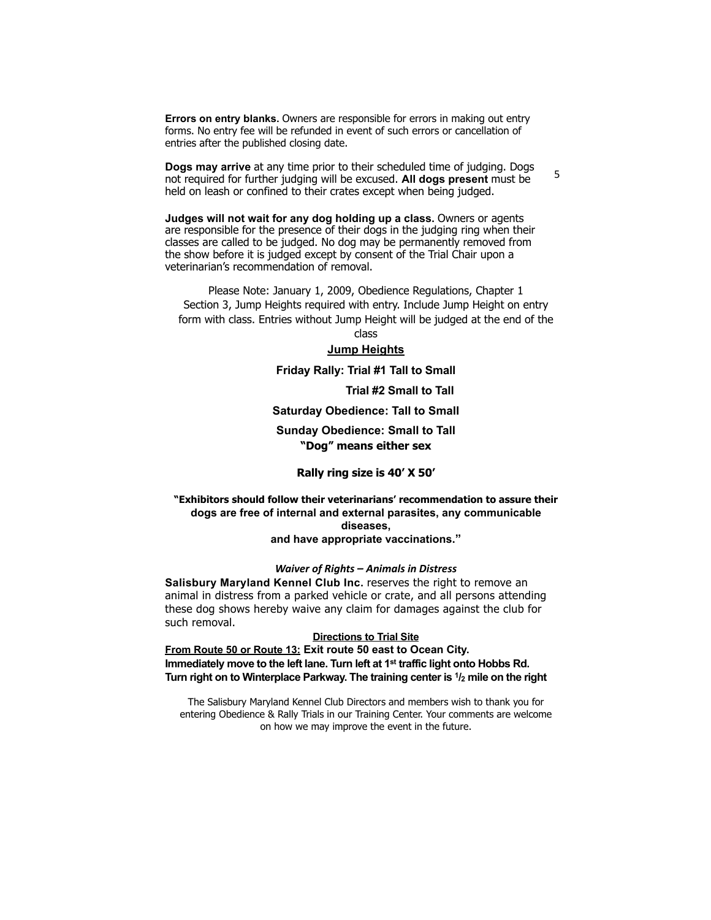**Errors on entry blanks.** Owners are responsible for errors in making out entry forms. No entry fee will be refunded in event of such errors or cancellation of entries after the published closing date.

**Dogs may arrive** at any time prior to their scheduled time of judging. Dogs not required for further judging will be excused. **All dogs present** must be held on leash or confined to their crates except when being judged.

**Judges will not wait for any dog holding up a class.** Owners or agents are responsible for the presence of their dogs in the judging ring when their classes are called to be judged. No dog may be permanently removed from the show before it is judged except by consent of the Trial Chair upon a veterinarian's recommendation of removal.

Please Note: January 1, 2009, Obedience Regulations, Chapter 1 Section 3, Jump Heights required with entry. Include Jump Height on entry form with class. Entries without Jump Height will be judged at the end of the class

**Jump Heights**

**Friday Rally: Trial #1 Tall to Small**

**Trial #2 Small to Tall**

**Saturday Obedience: Tall to Small**

**Sunday Obedience: Small to Tall**

**"Dog" means either sex**

**Rally ring size is 40' X 50'**

**"Exhibitors should follow their veterinarians' recommendation to assure their dogs are free of internal and external parasites, any communicable diseases, and have appropriate vaccinations."**

***Waiver of Rights – Animals in Distress***

**Salisbury Maryland Kennel Club Inc.** reserves the right to remove an animal in distress from a parked vehicle or crate, and all persons attending these dog shows hereby waive any claim for damages against the club for such removal.

**Directions to Trial Site**

**From Route 50 or Route 13: Exit route 50 east to Ocean City. Immediately move to the left lane. Turn left at 1st traffic light onto Hobbs Rd. Turn right on to Winterplace Parkway. The training center is 1/2 mile on the right**

The Salisbury Maryland Kennel Club Directors and members wish to thank you for entering Obedience & Rally Trials in our Training Center. Your comments are welcome on how we may improve the event in the future.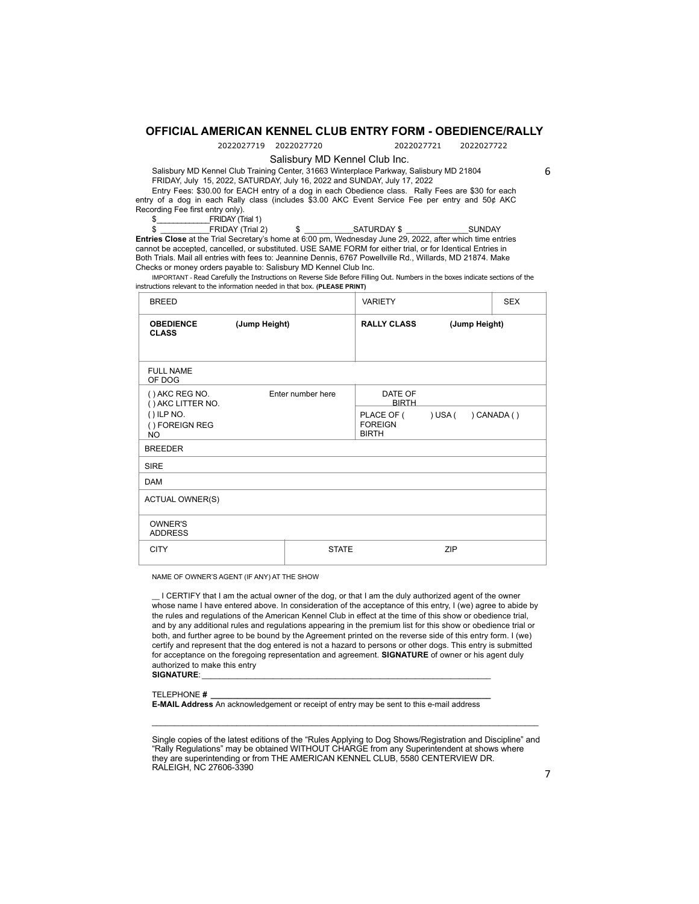## OFFICIAL AMERICAN KENNEL CLUB ENTRY FORM - OBEDIENCE/RALLY

2022027719 2022027720 2022027721 2022027722

Salisbury MD Kennel Club Inc.

Salisbury MD Kennel Club Training Center, 31663 Winterplace Parkway, Salisbury MD 21804
FRIDAY, July 15, 2022, SATURDAY, July 16, 2022 and SUNDAY, July 17, 2022

Entry Fees: $30.00 for EACH entry of a dog in each Obedience class. Rally Fees are $30 for each entry of a dog in each Rally class (includes $3.00 AKC Event Service Fee per entry and 50¢ AKC Recording Fee first entry only).

$____________FRIDAY (Trial 1)

$ __________FRIDAY (Trial 2) $ __________SATURDAY $ _____________SUNDAY

**Entries Close** at the Trial Secretary's home at 6:00 pm, Wednesday June 29, 2022, after which time entries cannot be accepted, cancelled, or substituted. USE SAME FORM for either trial, or for Identical Entries in Both Trials. Mail all entries with fees to: Jeannine Dennis, 6767 Powellville Rd., Willards, MD 21874. Make Checks or money orders payable to: Salisbury MD Kennel Club Inc.

IMPORTANT - Read Carefully the Instructions on Reverse Side Before Filling Out. Numbers in the boxes indicate sections of the instructions relevant to the information needed in that box. **(PLEASE PRINT)**

| BREED | | VARIETY | | SEX |
|---|---|---|---|---|
| **OBEDIENCE CLASS** **(Jump Height)** | | **RALLY CLASS** **(Jump Height)** | | |
| FULL NAME OF DOG | | | | |
| ( ) AKC REG NO. ( ) AKC LITTER NO. ( ) ILP NO. ( ) FOREIGN REG NO | Enter number here | DATE OF BIRTH | | |
| | | PLACE OF ( ) FOREIGN BIRTH | ) USA ( ) CANADA ( ) | |
| BREEDER | | | | |
| SIRE | | | | |
| DAM | | | | |
| ACTUAL OWNER(S) | | | | |
| OWNER'S ADDRESS | | | | |
| CITY | STATE | | ZIP | |

NAME OF OWNER'S AGENT (IF ANY) AT THE SHOW

__ I CERTIFY that I am the actual owner of the dog, or that I am the duly authorized agent of the owner whose name I have entered above. In consideration of the acceptance of this entry, I (we) agree to abide by the rules and regulations of the American Kennel Club in effect at the time of this show or obedience trial, and by any additional rules and regulations appearing in the premium list for this show or obedience trial or both, and further agree to be bound by the Agreement printed on the reverse side of this entry form. I (we) certify and represent that the dog entered is not a hazard to persons or other dogs. This entry is submitted for acceptance on the foregoing representation and agreement. **SIGNATURE** of owner or his agent duly authorized to make this entry

**SIGNATURE**:_______________________________________________________________

TELEPHONE **#** _______________________________________________________________

**E-MAIL Address** An acknowledgement or receipt of entry may be sent to this e-mail address

_____________________________________________________________________________

Single copies of the latest editions of the "Rules Applying to Dog Shows/Registration and Discipline" and "Rally Regulations" may be obtained WITHOUT CHARGE from any Superintendent at shows where they are superintending or from THE AMERICAN KENNEL CLUB, 5580 CENTERVIEW DR. RALEIGH, NC 27606-3390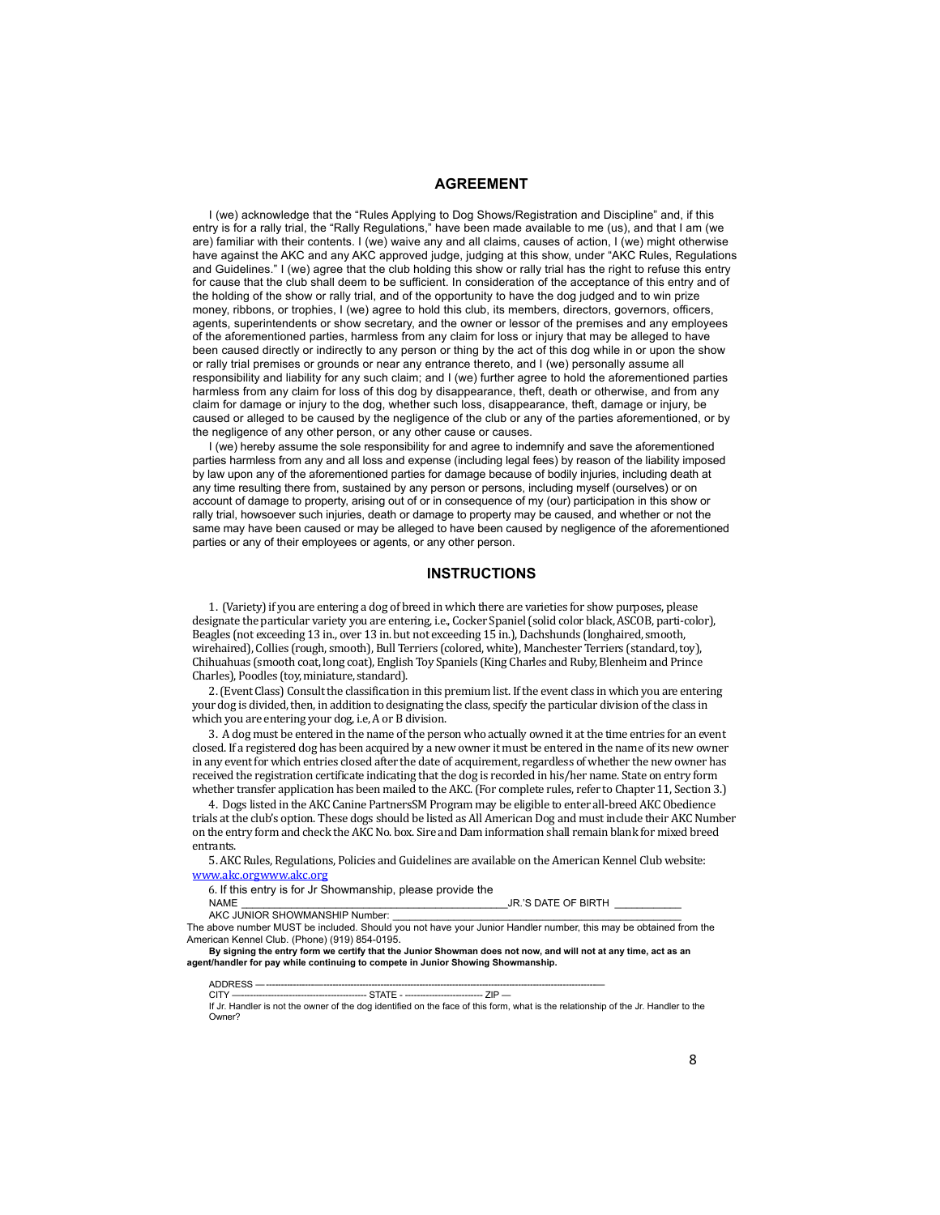## AGREEMENT

I (we) acknowledge that the "Rules Applying to Dog Shows/Registration and Discipline" and, if this entry is for a rally trial, the "Rally Regulations," have been made available to me (us), and that I am (we are) familiar with their contents. I (we) waive any and all claims, causes of action, I (we) might otherwise have against the AKC and any AKC approved judge, judging at this show, under "AKC Rules, Regulations and Guidelines." I (we) agree that the club holding this show or rally trial has the right to refuse this entry for cause that the club shall deem to be sufficient. In consideration of the acceptance of this entry and of the holding of the show or rally trial, and of the opportunity to have the dog judged and to win prize money, ribbons, or trophies, I (we) agree to hold this club, its members, directors, governors, officers, agents, superintendents or show secretary, and the owner or lessor of the premises and any employees of the aforementioned parties, harmless from any claim for loss or injury that may be alleged to have been caused directly or indirectly to any person or thing by the act of this dog while in or upon the show or rally trial premises or grounds or near any entrance thereto, and I (we) personally assume all responsibility and liability for any such claim; and I (we) further agree to hold the aforementioned parties harmless from any claim for loss of this dog by disappearance, theft, death or otherwise, and from any claim for damage or injury to the dog, whether such loss, disappearance, theft, damage or injury, be caused or alleged to be caused by the negligence of the club or any of the parties aforementioned, or by the negligence of any other person, or any other cause or causes.

I (we) hereby assume the sole responsibility for and agree to indemnify and save the aforementioned parties harmless from any and all loss and expense (including legal fees) by reason of the liability imposed by law upon any of the aforementioned parties for damage because of bodily injuries, including death at any time resulting there from, sustained by any person or persons, including myself (ourselves) or on account of damage to property, arising out of or in consequence of my (our) participation in this show or rally trial, howsoever such injuries, death or damage to property may be caused, and whether or not the same may have been caused or may be alleged to have been caused by negligence of the aforementioned parties or any of their employees or agents, or any other person.

## INSTRUCTIONS

1. (Variety) if you are entering a dog of breed in which there are varieties for show purposes, please designate the particular variety you are entering, i.e., Cocker Spaniel (solid color black, ASCOB, parti-color), Beagles (not exceeding 13 in., over 13 in. but not exceeding 15 in.), Dachshunds (longhaired, smooth, wirehaired), Collies (rough, smooth), Bull Terriers (colored, white), Manchester Terriers (standard, toy), Chihuahuas (smooth coat, long coat), English Toy Spaniels (King Charles and Ruby, Blenheim and Prince Charles), Poodles (toy, miniature, standard).

2. (Event Class) Consult the classification in this premium list. If the event class in which you are entering your dog is divided, then, in addition to designating the class, specify the particular division of the class in which you are entering your dog, i.e, A or B division.

3. A dog must be entered in the name of the person who actually owned it at the time entries for an event closed. If a registered dog has been acquired by a new owner it must be entered in the name of its new owner in any event for which entries closed after the date of acquirement, regardless of whether the new owner has received the registration certificate indicating that the dog is recorded in his/her name. State on entry form whether transfer application has been mailed to the AKC. (For complete rules, refer to Chapter 11, Section 3.)

4. Dogs listed in the AKC Canine PartnersSM Program may be eligible to enter all-breed AKC Obedience trials at the club's option. These dogs should be listed as All American Dog and must include their AKC Number on the entry form and check the AKC No. box. Sire and Dam information shall remain blank for mixed breed entrants.

5. AKC Rules, Regulations, Policies and Guidelines are available on the American Kennel Club website: www.akc.orgwww.akc.org

6. If this entry is for Jr Showmanship, please provide the

NAME ________________________________________________ JR.'S DATE OF BIRTH ____________

AKC JUNIOR SHOWMANSHIP Number: ________________________________________________

The above number MUST be included. Should you not have your Junior Handler number, this may be obtained from the American Kennel Club. (Phone) (919) 854-0195.

**By signing the entry form we certify that the Junior Showman does not now, and will not at any time, act as an agent/handler for pay while continuing to compete in Junior Showing Showmanship.**

ADDRESS —-------------------------------------------------------------------------------------------------------------

CITY ------------------------------------------- STATE - ------------------------- ZIP —

If Jr. Handler is not the owner of the dog identified on the face of this form, what is the relationship of the Jr. Handler to the Owner?